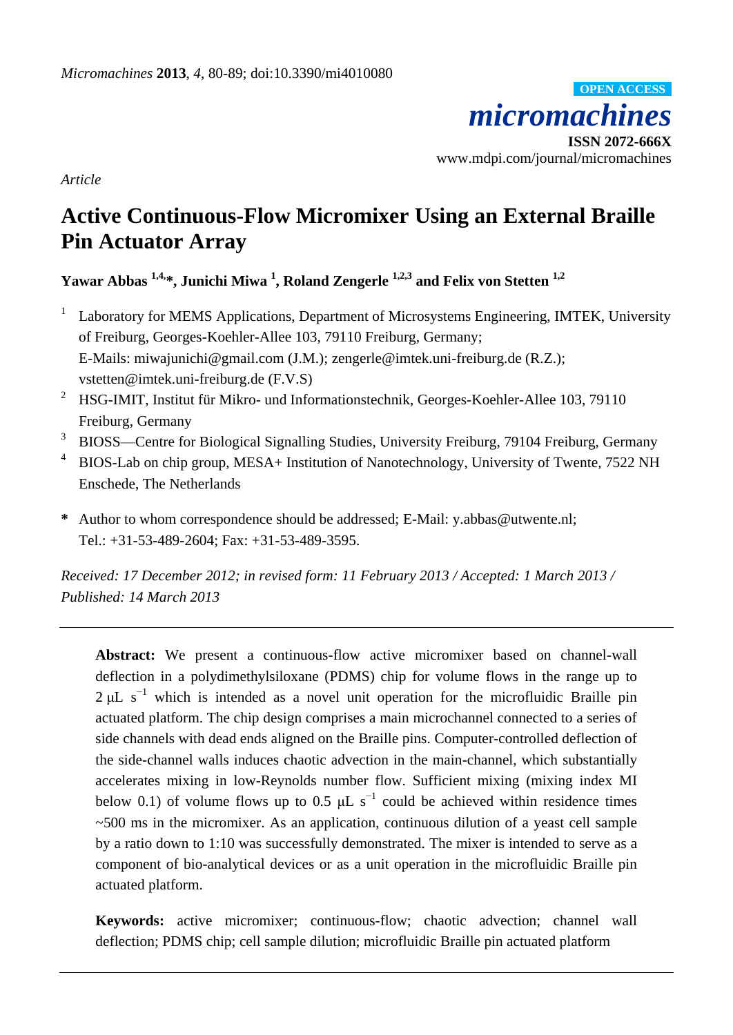*Micromachines* **2013**, *4*, 80-89; doi:10.3390/mi4010080

OPEN ACCESS

# *micromachines*

**ISSN 2072-666X**
www.mdpi.com/journal/micromachines

*Article*

# Active Continuous-Flow Micromixer Using an External Braille Pin Actuator Array

**Yawar Abbas [1,4,*], Junichi Miwa [1], Roland Zengerle [1,2,3] and Felix von Stetten [1,2]**

1. Laboratory for MEMS Applications, Department of Microsystems Engineering, IMTEK, University of Freiburg, Georges-Koehler-Allee 103, 79110 Freiburg, Germany; E-Mails: miwajunichi@gmail.com (J.M.); zengerle@imtek.uni-freiburg.de (R.Z.); vstetten@imtek.uni-freiburg.de (F.V.S)
2. HSG-IMIT, Institut für Mikro- und Informationstechnik, Georges-Koehler-Allee 103, 79110 Freiburg, Germany
3. BIOSS—Centre for Biological Signalling Studies, University Freiburg, 79104 Freiburg, Germany
4. BIOS-Lab on chip group, MESA+ Institution of Nanotechnology, University of Twente, 7522 NH Enschede, The Netherlands

**\*** Author to whom correspondence should be addressed; E-Mail: y.abbas@utwente.nl; Tel.: +31-53-489-2604; Fax: +31-53-489-3595.

*Received: 17 December 2012; in revised form: 11 February 2013 / Accepted: 1 March 2013 / Published: 14 March 2013*

---

**Abstract:** We present a continuous-flow active micromixer based on channel-wall deflection in a polydimethylsiloxane (PDMS) chip for volume flows in the range up to 2 μL $s^{-1}$ which is intended as a novel unit operation for the microfluidic Braille pin actuated platform. The chip design comprises a main microchannel connected to a series of side channels with dead ends aligned on the Braille pins. Computer-controlled deflection of the side-channel walls induces chaotic advection in the main-channel, which substantially accelerates mixing in low-Reynolds number flow. Sufficient mixing (mixing index MI below 0.1) of volume flows up to 0.5 μL $s^{-1}$ could be achieved within residence times ~500 ms in the micromixer. As an application, continuous dilution of a yeast cell sample by a ratio down to 1:10 was successfully demonstrated. The mixer is intended to serve as a component of bio-analytical devices or as a unit operation in the microfluidic Braille pin actuated platform.

**Keywords:** active micromixer; continuous-flow; chaotic advection; channel wall deflection; PDMS chip; cell sample dilution; microfluidic Braille pin actuated platform

---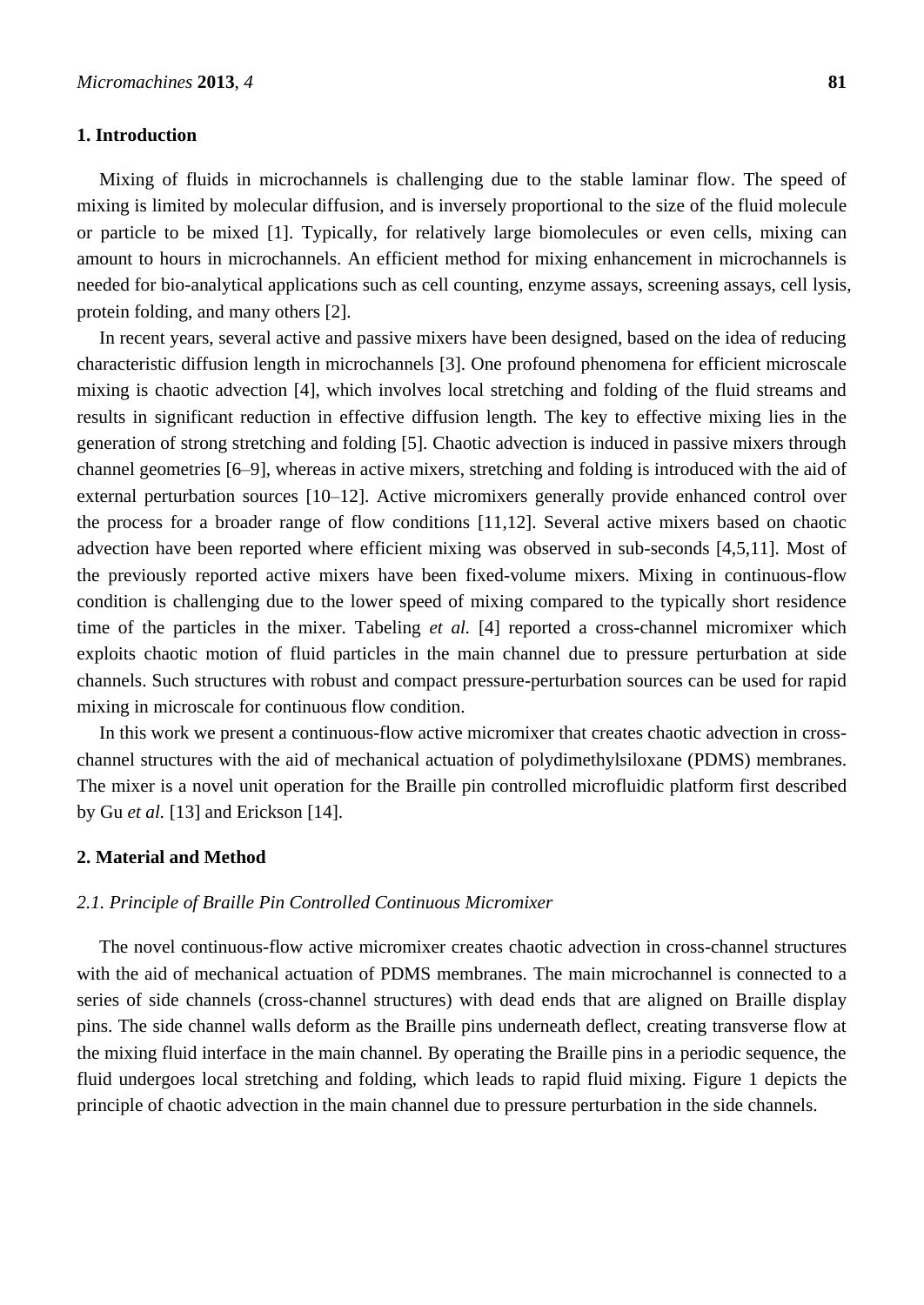## 1. Introduction

Mixing of fluids in microchannels is challenging due to the stable laminar flow. The speed of mixing is limited by molecular diffusion, and is inversely proportional to the size of the fluid molecule or particle to be mixed [1]. Typically, for relatively large biomolecules or even cells, mixing can amount to hours in microchannels. An efficient method for mixing enhancement in microchannels is needed for bio-analytical applications such as cell counting, enzyme assays, screening assays, cell lysis, protein folding, and many others [2].

In recent years, several active and passive mixers have been designed, based on the idea of reducing characteristic diffusion length in microchannels [3]. One profound phenomena for efficient microscale mixing is chaotic advection [4], which involves local stretching and folding of the fluid streams and results in significant reduction in effective diffusion length. The key to effective mixing lies in the generation of strong stretching and folding [5]. Chaotic advection is induced in passive mixers through channel geometries [6–9], whereas in active mixers, stretching and folding is introduced with the aid of external perturbation sources [10–12]. Active micromixers generally provide enhanced control over the process for a broader range of flow conditions [11,12]. Several active mixers based on chaotic advection have been reported where efficient mixing was observed in sub-seconds [4,5,11]. Most of the previously reported active mixers have been fixed-volume mixers. Mixing in continuous-flow condition is challenging due to the lower speed of mixing compared to the typically short residence time of the particles in the mixer. Tabeling *et al.* [4] reported a cross-channel micromixer which exploits chaotic motion of fluid particles in the main channel due to pressure perturbation at side channels. Such structures with robust and compact pressure-perturbation sources can be used for rapid mixing in microscale for continuous flow condition.

In this work we present a continuous-flow active micromixer that creates chaotic advection in cross-channel structures with the aid of mechanical actuation of polydimethylsiloxane (PDMS) membranes. The mixer is a novel unit operation for the Braille pin controlled microfluidic platform first described by Gu *et al.* [13] and Erickson [14].

## 2. Material and Method

### *2.1. Principle of Braille Pin Controlled Continuous Micromixer*

The novel continuous-flow active micromixer creates chaotic advection in cross-channel structures with the aid of mechanical actuation of PDMS membranes. The main microchannel is connected to a series of side channels (cross-channel structures) with dead ends that are aligned on Braille display pins. The side channel walls deform as the Braille pins underneath deflect, creating transverse flow at the mixing fluid interface in the main channel. By operating the Braille pins in a periodic sequence, the fluid undergoes local stretching and folding, which leads to rapid fluid mixing. Figure 1 depicts the principle of chaotic advection in the main channel due to pressure perturbation in the side channels.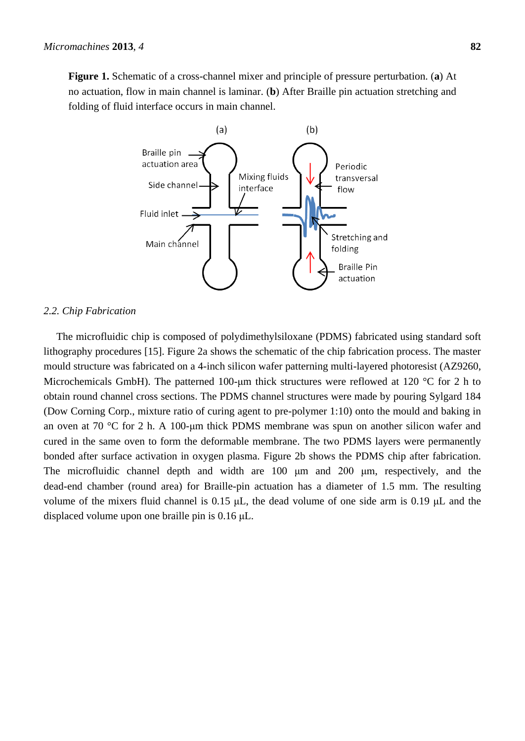**Figure 1.** Schematic of a cross-channel mixer and principle of pressure perturbation. (**a**) At no actuation, flow in main channel is laminar. (**b**) After Braille pin actuation stretching and folding of fluid interface occurs in main channel.

(a)
(b)
Braille pin actuation area
Side channel
Fluid inlet
Main channel
Mixing fluids interface
Periodic transversal flow
Stretching and folding
Braille Pin actuation

### 2.2. Chip Fabrication

The microfluidic chip is composed of polydimethylsiloxane (PDMS) fabricated using standard soft lithography procedures [15]. Figure 2a shows the schematic of the chip fabrication process. The master mould structure was fabricated on a 4-inch silicon wafer patterning multi-layered photoresist (AZ9260, Microchemicals GmbH). The patterned 100-μm thick structures were reflowed at 120 °C for 2 h to obtain round channel cross sections. The PDMS channel structures were made by pouring Sylgard 184 (Dow Corning Corp., mixture ratio of curing agent to pre-polymer 1:10) onto the mould and baking in an oven at 70 °C for 2 h. A 100-μm thick PDMS membrane was spun on another silicon wafer and cured in the same oven to form the deformable membrane. The two PDMS layers were permanently bonded after surface activation in oxygen plasma. Figure 2b shows the PDMS chip after fabrication. The microfluidic channel depth and width are 100 μm and 200 μm, respectively, and the dead-end chamber (round area) for Braille-pin actuation has a diameter of 1.5 mm. The resulting volume of the mixers fluid channel is 0.15 μL, the dead volume of one side arm is 0.19 μL and the displaced volume upon one braille pin is 0.16 μL.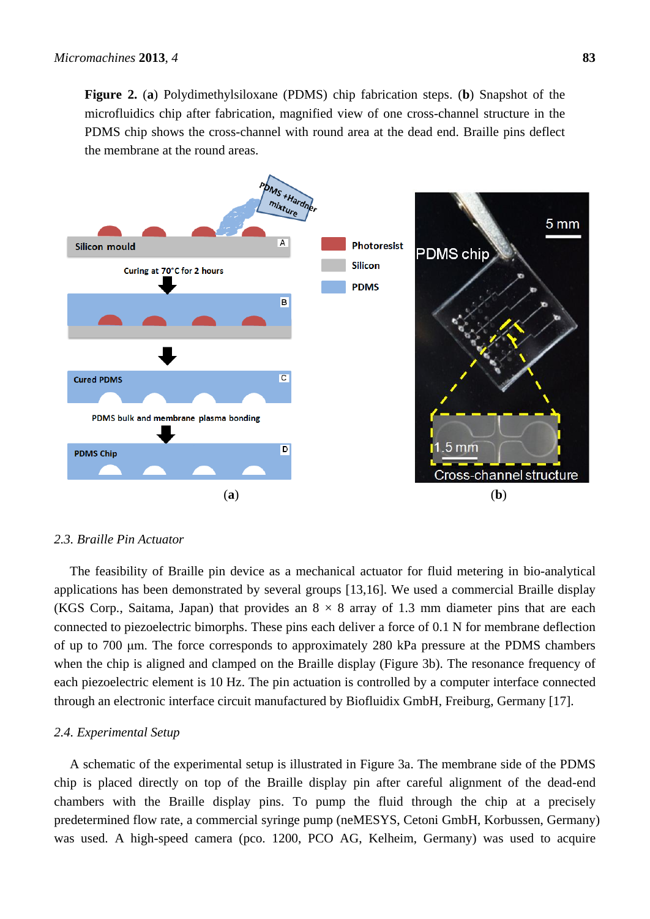**Figure 2.** (**a**) Polydimethylsiloxane (PDMS) chip fabrication steps. (**b**) Snapshot of the microfluidics chip after fabrication, magnified view of one cross-channel structure in the PDMS chip shows the cross-channel with round area at the dead end. Braille pins deflect the membrane at the round areas.

PDMS +Hardner mixture
Silicon mould
A
Curing at 70°C for 2 hours
B
Cured PDMS
C
PDMS bulk and membrane plasma bonding
PDMS Chip
D
Photoresist
Silicon
PDMS
(**a**)

5 mm
PDMS chip
1.5 mm
Cross-channel structure
(**b**)

### *2.3. Braille Pin Actuator*

The feasibility of Braille pin device as a mechanical actuator for fluid metering in bio-analytical applications has been demonstrated by several groups [13,16]. We used a commercial Braille display (KGS Corp., Saitama, Japan) that provides an 8 × 8 array of 1.3 mm diameter pins that are each connected to piezoelectric bimorphs. These pins each deliver a force of 0.1 N for membrane deflection of up to 700 µm. The force corresponds to approximately 280 kPa pressure at the PDMS chambers when the chip is aligned and clamped on the Braille display (Figure 3b). The resonance frequency of each piezoelectric element is 10 Hz. The pin actuation is controlled by a computer interface connected through an electronic interface circuit manufactured by Biofluidix GmbH, Freiburg, Germany [17].

### *2.4. Experimental Setup*

A schematic of the experimental setup is illustrated in Figure 3a. The membrane side of the PDMS chip is placed directly on top of the Braille display pin after careful alignment of the dead-end chambers with the Braille display pins. To pump the fluid through the chip at a precisely predetermined flow rate, a commercial syringe pump (neMESYS, Cetoni GmbH, Korbussen, Germany) was used. A high-speed camera (pco. 1200, PCO AG, Kelheim, Germany) was used to acquire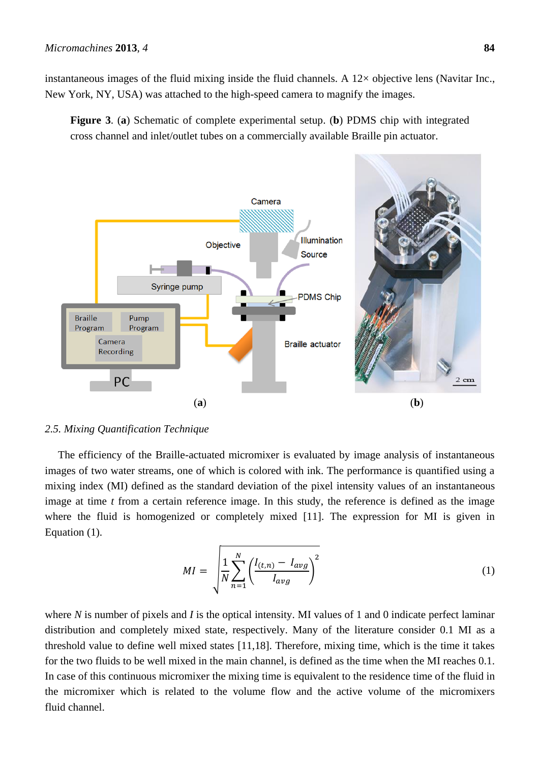instantaneous images of the fluid mixing inside the fluid channels. A 12× objective lens (Navitar Inc., New York, NY, USA) was attached to the high-speed camera to magnify the images.

**Figure 3.** (**a**) Schematic of complete experimental setup. (**b**) PDMS chip with integrated cross channel and inlet/outlet tubes on a commercially available Braille pin actuator.

Camera
Objective
Illumination Source
Syringe pump
PDMS Chip
Braille Program
Pump Program
Camera Recording
Braille actuator
PC
(**a**)

2 cm
(**b**)

### *2.5. Mixing Quantification Technique*

The efficiency of the Braille-actuated micromixer is evaluated by image analysis of instantaneous images of two water streams, one of which is colored with ink. The performance is quantified using a mixing index (MI) defined as the standard deviation of the pixel intensity values of an instantaneous image at time *t* from a certain reference image. In this study, the reference is defined as the image where the fluid is homogenized or completely mixed [11]. The expression for MI is given in Equation (1).

$$MI = \sqrt{\frac{1}{N}\sum_{n=1}^{N}\left(\frac{I_{(t,n)} - I_{avg}}{I_{avg}}\right)^2} \tag{1}$$

where $N$ is number of pixels and $I$ is the optical intensity. MI values of 1 and 0 indicate perfect laminar distribution and completely mixed state, respectively. Many of the literature consider 0.1 MI as a threshold value to define well mixed states [11,18]. Therefore, mixing time, which is the time it takes for the two fluids to be well mixed in the main channel, is defined as the time when the MI reaches 0.1. In case of this continuous micromixer the mixing time is equivalent to the residence time of the fluid in the micromixer which is related to the volume flow and the active volume of the micromixers fluid channel.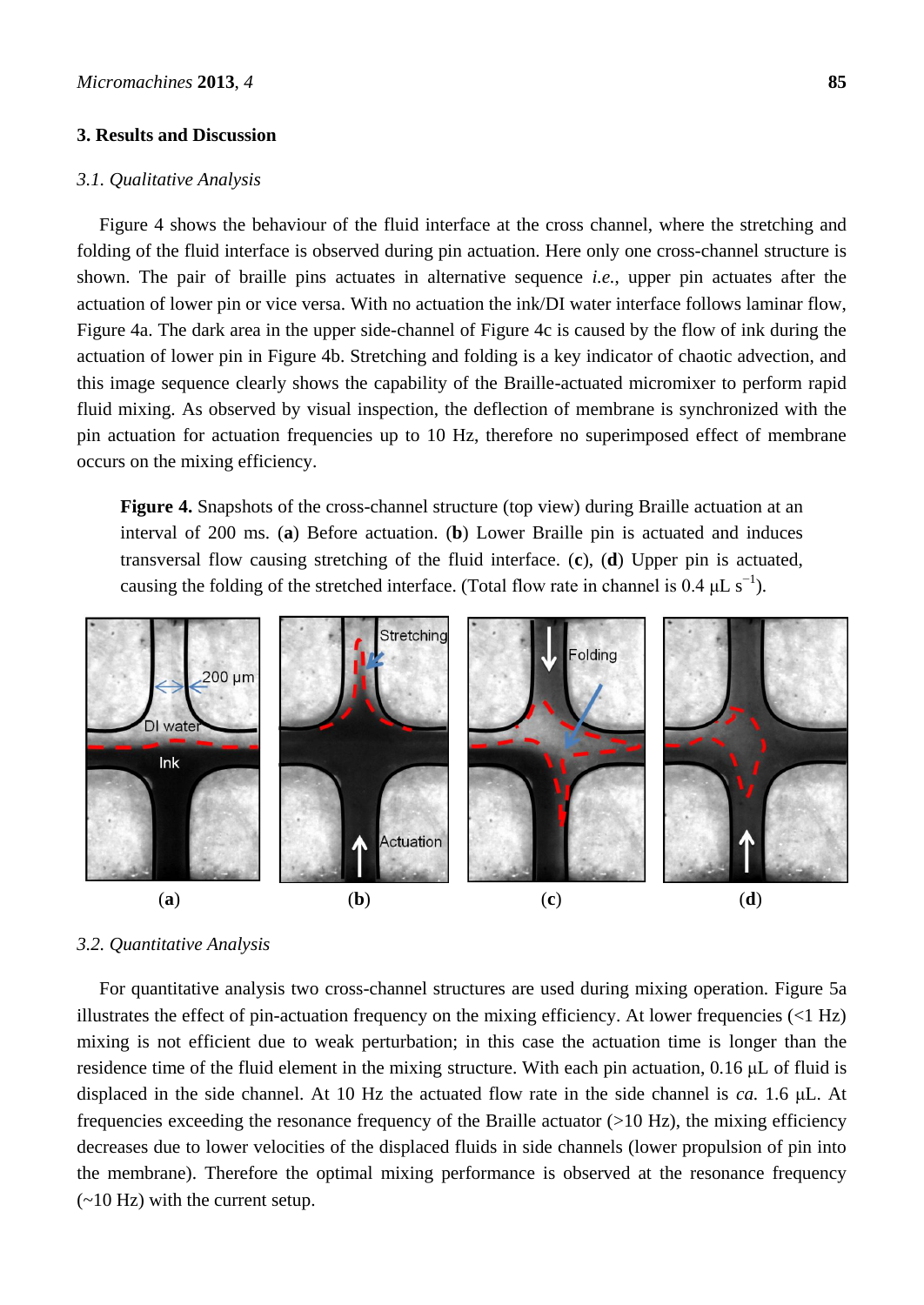## 3. Results and Discussion

### *3.1. Qualitative Analysis*

Figure 4 shows the behaviour of the fluid interface at the cross channel, where the stretching and folding of the fluid interface is observed during pin actuation. Here only one cross-channel structure is shown. The pair of braille pins actuates in alternative sequence *i.e.*, upper pin actuates after the actuation of lower pin or vice versa. With no actuation the ink/DI water interface follows laminar flow, Figure 4a. The dark area in the upper side-channel of Figure 4c is caused by the flow of ink during the actuation of lower pin in Figure 4b. Stretching and folding is a key indicator of chaotic advection, and this image sequence clearly shows the capability of the Braille-actuated micromixer to perform rapid fluid mixing. As observed by visual inspection, the deflection of membrane is synchronized with the pin actuation for actuation frequencies up to 10 Hz, therefore no superimposed effect of membrane occurs on the mixing efficiency.

**Figure 4.** Snapshots of the cross-channel structure (top view) during Braille actuation at an interval of 200 ms. (**a**) Before actuation. (**b**) Lower Braille pin is actuated and induces transversal flow causing stretching of the fluid interface. (**c**), (**d**) Upper pin is actuated, causing the folding of the stretched interface. (Total flow rate in channel is 0.4 μL $s^{-1}$).

200 μm
DI water
Ink
Stretching
Actuation
Folding

(**a**) (**b**) (**c**) (**d**)

### *3.2. Quantitative Analysis*

For quantitative analysis two cross-channel structures are used during mixing operation. Figure 5a illustrates the effect of pin-actuation frequency on the mixing efficiency. At lower frequencies (<1 Hz) mixing is not efficient due to weak perturbation; in this case the actuation time is longer than the residence time of the fluid element in the mixing structure. With each pin actuation, 0.16 μL of fluid is displaced in the side channel. At 10 Hz the actuated flow rate in the side channel is *ca.* 1.6 μL. At frequencies exceeding the resonance frequency of the Braille actuator (>10 Hz), the mixing efficiency decreases due to lower velocities of the displaced fluids in side channels (lower propulsion of pin into the membrane). Therefore the optimal mixing performance is observed at the resonance frequency (~10 Hz) with the current setup.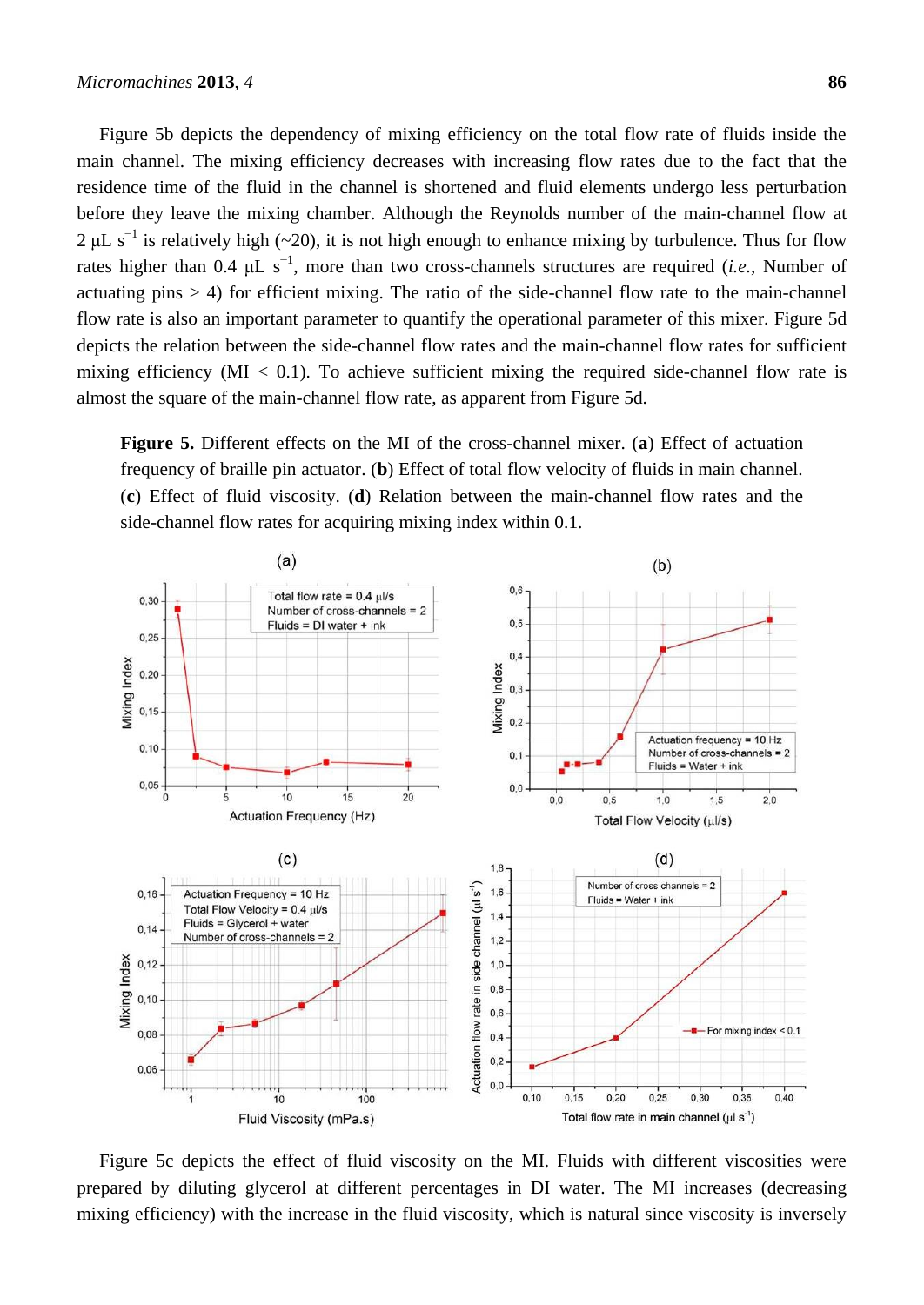Figure 5b depicts the dependency of mixing efficiency on the total flow rate of fluids inside the main channel. The mixing efficiency decreases with increasing flow rates due to the fact that the residence time of the fluid in the channel is shortened and fluid elements undergo less perturbation before they leave the mixing chamber. Although the Reynolds number of the main-channel flow at 2 μL $s^{-1}$ is relatively high (~20), it is not high enough to enhance mixing by turbulence. Thus for flow rates higher than 0.4 μL $s^{-1}$, more than two cross-channels structures are required (*i.e.*, Number of actuating pins > 4) for efficient mixing. The ratio of the side-channel flow rate to the main-channel flow rate is also an important parameter to quantify the operational parameter of this mixer. Figure 5d depicts the relation between the side-channel flow rates and the main-channel flow rates for sufficient mixing efficiency (MI < 0.1). To achieve sufficient mixing the required side-channel flow rate is almost the square of the main-channel flow rate, as apparent from Figure 5d.

**Figure 5.** Different effects on the MI of the cross-channel mixer. (**a**) Effect of actuation frequency of braille pin actuator. (**b**) Effect of total flow velocity of fluids in main channel. (**c**) Effect of fluid viscosity. (**d**) Relation between the main-channel flow rates and the side-channel flow rates for acquiring mixing index within 0.1.

(a)
Total flow rate = 0.4 μl/s
Number of cross-channels = 2
Fluids = DI water + ink
Mixing Index
0,30
0,25
0,20
0,15
0,10
0,05
0
5
10
15
20
Actuation Frequency (Hz)

(b)
Actuation frequency = 10 Hz
Number of cross-channels = 2
Fluids = Water + ink
Mixing Index
0,6
0,5
0,4
0,3
0,2
0,1
0,0
0,0
0,5
1,0
1,5
2,0
Total Flow Velocity (μl/s)

(c)
Actuation Frequency = 10 Hz
Total Flow Velocity = 0.4 μl/s
Fluids = Glycerol + water
Number of cross-channels = 2
Mixing Index
0,16
0,14
0,12
0,10
0,08
0,06
1
10
100
Fluid Viscosity (mPa.s)

(d)
Number of cross channels = 2
Fluids = Water + ink
For mixing index < 0.1
Actuation flow rate in side channel (μl $s^{-1}$)
1,8
1,6
1,4
1,2
1,0
0,8
0,6
0,4
0,2
0,0
0,10
0,15
0,20
0,25
0,30
0,35
0,40
Total flow rate in main channel (μl $s^{-1}$)

Figure 5c depicts the effect of fluid viscosity on the MI. Fluids with different viscosities were prepared by diluting glycerol at different percentages in DI water. The MI increases (decreasing mixing efficiency) with the increase in the fluid viscosity, which is natural since viscosity is inversely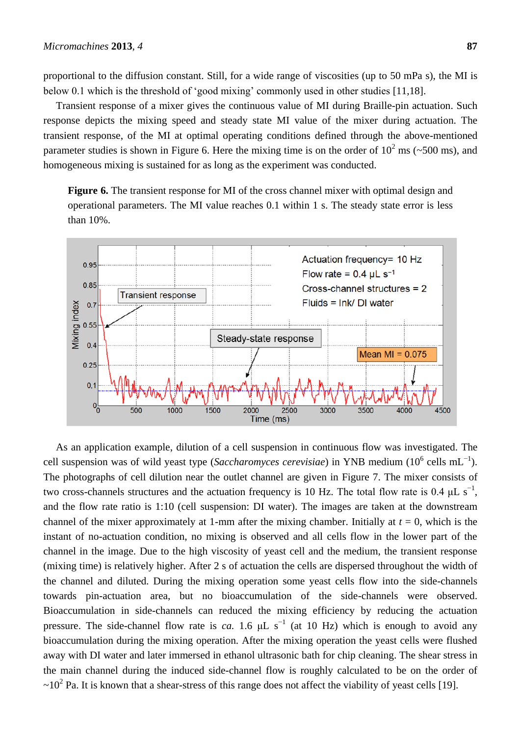proportional to the diffusion constant. Still, for a wide range of viscosities (up to 50 mPa s), the MI is below 0.1 which is the threshold of 'good mixing' commonly used in other studies [11,18].

Transient response of a mixer gives the continuous value of MI during Braille-pin actuation. Such response depicts the mixing speed and steady state MI value of the mixer during actuation. The transient response, of the MI at optimal operating conditions defined through the above-mentioned parameter studies is shown in Figure 6. Here the mixing time is on the order of $10^2$ ms (~500 ms), and homogeneous mixing is sustained for as long as the experiment was conducted.

**Figure 6.** The transient response for MI of the cross channel mixer with optimal design and operational parameters. The MI value reaches 0.1 within 1 s. The steady state error is less than 10%.

Actuation frequency= 10 Hz
Flow rate = 0.4 μL s$^{-1}$
Cross-channel structures = 2
Fluids = Ink/ DI water
Transient response
Steady-state response
Mean MI = 0.075
Mixing index
Time (ms)
0.95, 0.85, 0.7, 0.55, 0.4, 0.25, 0.1, 0
0, 500, 1000, 1500, 2000, 2500, 3000, 3500, 4000, 4500

As an application example, dilution of a cell suspension in continuous flow was investigated. The cell suspension was of wild yeast type (*Saccharomyces cerevisiae*) in YNB medium ($10^6$ cells mL$^{-1}$). The photographs of cell dilution near the outlet channel are given in Figure 7. The mixer consists of two cross-channels structures and the actuation frequency is 10 Hz. The total flow rate is 0.4 μL s$^{-1}$, and the flow rate ratio is 1:10 (cell suspension: DI water). The images are taken at the downstream channel of the mixer approximately at 1-mm after the mixing chamber. Initially at $t$ = 0, which is the instant of no-actuation condition, no mixing is observed and all cells flow in the lower part of the channel in the image. Due to the high viscosity of yeast cell and the medium, the transient response (mixing time) is relatively higher. After 2 s of actuation the cells are dispersed throughout the width of the channel and diluted. During the mixing operation some yeast cells flow into the side-channels towards pin-actuation area, but no bioaccumulation of the side-channels were observed. Bioaccumulation in side-channels can reduced the mixing efficiency by reducing the actuation pressure. The side-channel flow rate is *ca.* 1.6 μL s$^{-1}$ (at 10 Hz) which is enough to avoid any bioaccumulation during the mixing operation. After the mixing operation the yeast cells were flushed away with DI water and later immersed in ethanol ultrasonic bath for chip cleaning. The shear stress in the main channel during the induced side-channel flow is roughly calculated to be on the order of ~$10^2$ Pa. It is known that a shear-stress of this range does not affect the viability of yeast cells [19].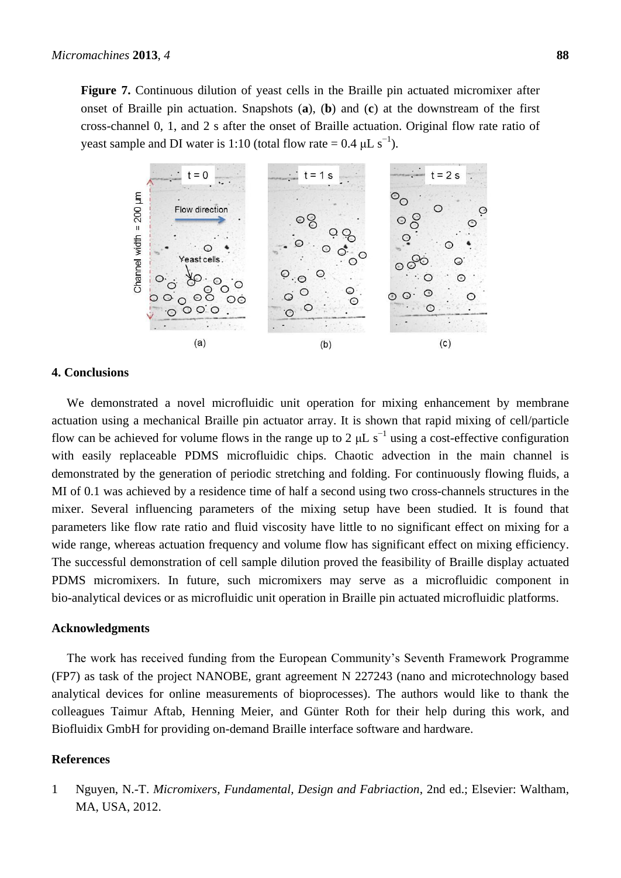**Figure 7.** Continuous dilution of yeast cells in the Braille pin actuated micromixer after onset of Braille pin actuation. Snapshots (**a**), (**b**) and (**c**) at the downstream of the first cross-channel 0, 1, and 2 s after the onset of Braille actuation. Original flow rate ratio of yeast sample and DI water is 1:10 (total flow rate = 0.4 μL s$^{-1}$).

t = 0
t = 1 s
t = 2 s
Channel width = 200 μm
Flow direction
Yeast cells
(a)
(b)
(c)

## 4. Conclusions

We demonstrated a novel microfluidic unit operation for mixing enhancement by membrane actuation using a mechanical Braille pin actuator array. It is shown that rapid mixing of cell/particle flow can be achieved for volume flows in the range up to 2 μL s$^{-1}$ using a cost-effective configuration with easily replaceable PDMS microfluidic chips. Chaotic advection in the main channel is demonstrated by the generation of periodic stretching and folding. For continuously flowing fluids, a MI of 0.1 was achieved by a residence time of half a second using two cross-channels structures in the mixer. Several influencing parameters of the mixing setup have been studied. It is found that parameters like flow rate ratio and fluid viscosity have little to no significant effect on mixing for a wide range, whereas actuation frequency and volume flow has significant effect on mixing efficiency. The successful demonstration of cell sample dilution proved the feasibility of Braille display actuated PDMS micromixers. In future, such micromixers may serve as a microfluidic component in bio-analytical devices or as microfluidic unit operation in Braille pin actuated microfluidic platforms.

## Acknowledgments

The work has received funding from the European Community's Seventh Framework Programme (FP7) as task of the project NANOBE, grant agreement N 227243 (nano and microtechnology based analytical devices for online measurements of bioprocesses). The authors would like to thank the colleagues Taimur Aftab, Henning Meier, and Günter Roth for their help during this work, and Biofluidix GmbH for providing on-demand Braille interface software and hardware.

## References

1. Nguyen, N.-T. *Micromixers, Fundamental, Design and Fabriaction*, 2nd ed.; Elsevier: Waltham, MA, USA, 2012.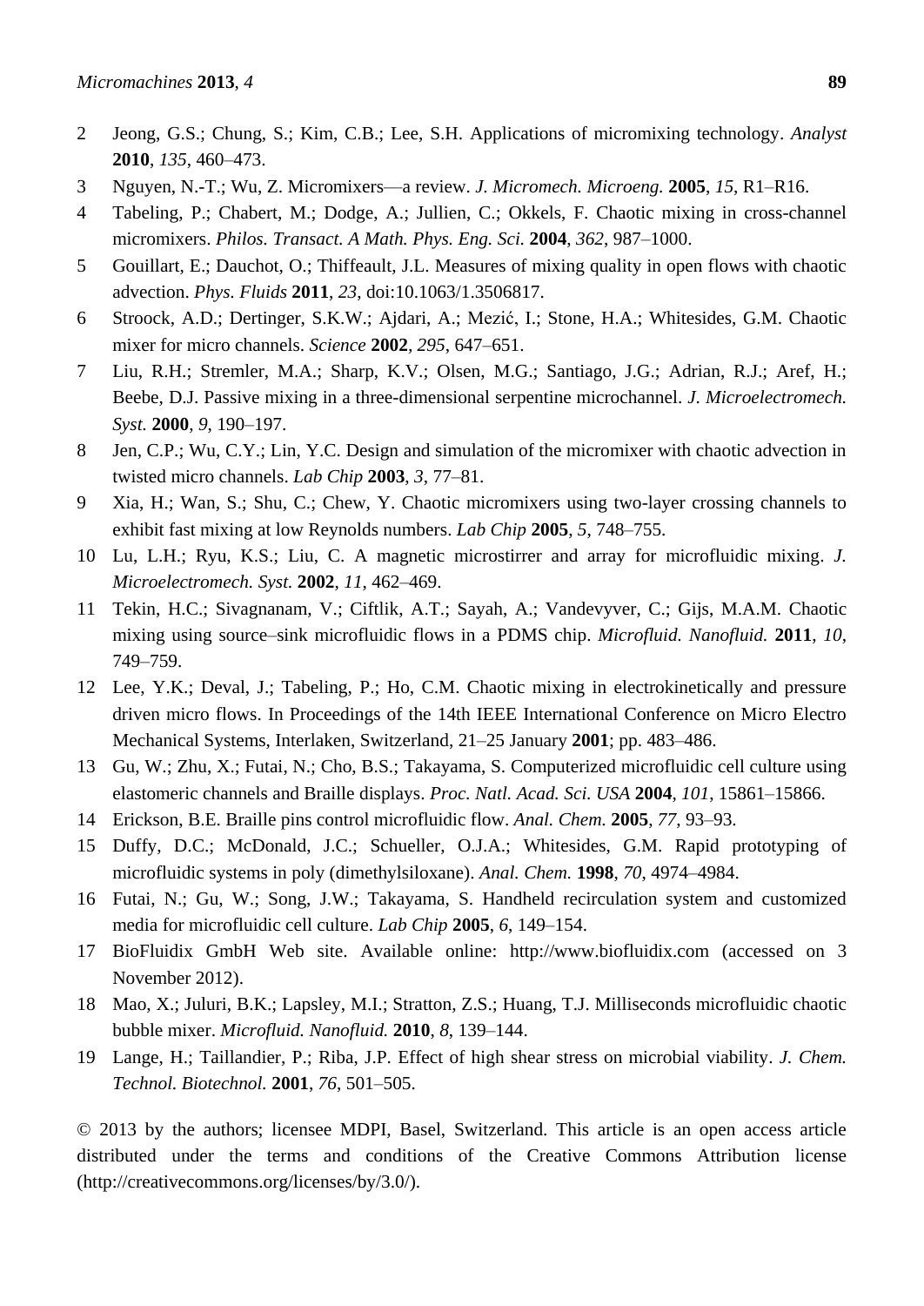2. Jeong, G.S.; Chung, S.; Kim, C.B.; Lee, S.H. Applications of micromixing technology. *Analyst* **2010**, *135*, 460–473.
3. Nguyen, N.-T.; Wu, Z. Micromixers—a review. *J. Micromech. Microeng.* **2005**, *15*, R1–R16.
4. Tabeling, P.; Chabert, M.; Dodge, A.; Jullien, C.; Okkels, F. Chaotic mixing in cross-channel micromixers. *Philos. Transact. A Math. Phys. Eng. Sci.* **2004**, *362*, 987–1000.
5. Gouillart, E.; Dauchot, O.; Thiffeault, J.L. Measures of mixing quality in open flows with chaotic advection. *Phys. Fluids* **2011**, *23*, doi:10.1063/1.3506817.
6. Stroock, A.D.; Dertinger, S.K.W.; Ajdari, A.; Mezić, I.; Stone, H.A.; Whitesides, G.M. Chaotic mixer for micro channels. *Science* **2002**, *295*, 647–651.
7. Liu, R.H.; Stremler, M.A.; Sharp, K.V.; Olsen, M.G.; Santiago, J.G.; Adrian, R.J.; Aref, H.; Beebe, D.J. Passive mixing in a three-dimensional serpentine microchannel. *J. Microelectromech. Syst.* **2000**, *9*, 190–197.
8. Jen, C.P.; Wu, C.Y.; Lin, Y.C. Design and simulation of the micromixer with chaotic advection in twisted micro channels. *Lab Chip* **2003**, *3*, 77–81.
9. Xia, H.; Wan, S.; Shu, C.; Chew, Y. Chaotic micromixers using two-layer crossing channels to exhibit fast mixing at low Reynolds numbers. *Lab Chip* **2005**, *5*, 748–755.
10. Lu, L.H.; Ryu, K.S.; Liu, C. A magnetic microstirrer and array for microfluidic mixing. *J. Microelectromech. Syst.* **2002**, *11*, 462–469.
11. Tekin, H.C.; Sivagnanam, V.; Ciftlik, A.T.; Sayah, A.; Vandevyver, C.; Gijs, M.A.M. Chaotic mixing using source–sink microfluidic flows in a PDMS chip. *Microfluid. Nanofluid.* **2011**, *10*, 749–759.
12. Lee, Y.K.; Deval, J.; Tabeling, P.; Ho, C.M. Chaotic mixing in electrokinetically and pressure driven micro flows. In Proceedings of the 14th IEEE International Conference on Micro Electro Mechanical Systems, Interlaken, Switzerland, 21–25 January **2001**; pp. 483–486.
13. Gu, W.; Zhu, X.; Futai, N.; Cho, B.S.; Takayama, S. Computerized microfluidic cell culture using elastomeric channels and Braille displays. *Proc. Natl. Acad. Sci. USA* **2004**, *101*, 15861–15866.
14. Erickson, B.E. Braille pins control microfluidic flow. *Anal. Chem.* **2005**, *77*, 93–93.
15. Duffy, D.C.; McDonald, J.C.; Schueller, O.J.A.; Whitesides, G.M. Rapid prototyping of microfluidic systems in poly (dimethylsiloxane). *Anal. Chem.* **1998**, *70*, 4974–4984.
16. Futai, N.; Gu, W.; Song, J.W.; Takayama, S. Handheld recirculation system and customized media for microfluidic cell culture. *Lab Chip* **2005**, *6*, 149–154.
17. BioFluidix GmbH Web site. Available online: http://www.biofluidix.com (accessed on 3 November 2012).
18. Mao, X.; Juluri, B.K.; Lapsley, M.I.; Stratton, Z.S.; Huang, T.J. Milliseconds microfluidic chaotic bubble mixer. *Microfluid. Nanofluid.* **2010**, *8*, 139–144.
19. Lange, H.; Taillandier, P.; Riba, J.P. Effect of high shear stress on microbial viability. *J. Chem. Technol. Biotechnol.* **2001**, *76*, 501–505.

© 2013 by the authors; licensee MDPI, Basel, Switzerland. This article is an open access article distributed under the terms and conditions of the Creative Commons Attribution license (http://creativecommons.org/licenses/by/3.0/).